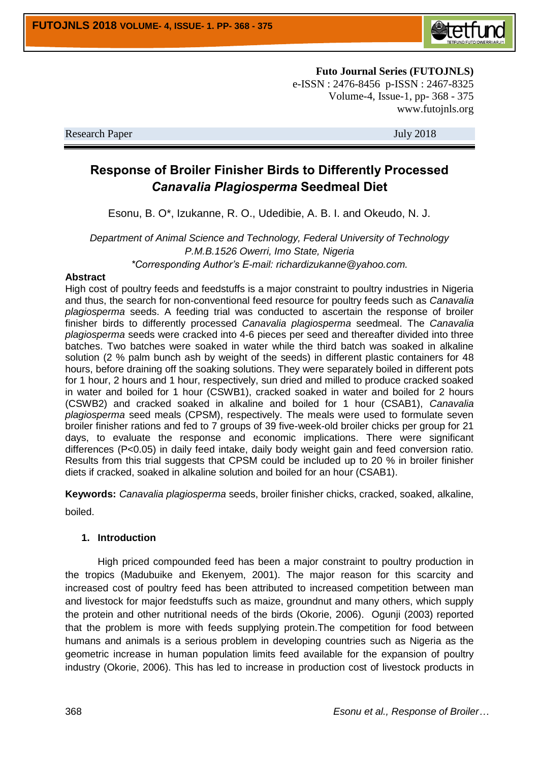Futo Journal Series (FUTOJNLS)
e-ISSN : 2476-8456 p-ISSN : 2467-8325
Volume-4, Issue-1, pp- 368 - 375
www.futojnls.org

Research Paper July 2018

# Response of Broiler Finisher Birds to Differently Processed *Canavalia Plagiosperma* Seedmeal Diet

Esonu, B. O*, Izukanne, R. O., Udedibie, A. B. I. and Okeudo, N. J.

*Department of Animal Science and Technology, Federal University of Technology P.M.B.1526 Owerri, Imo State, Nigeria*
*\*Corresponding Author's E-mail: richardizukanne@yahoo.com.*

**Abstract**

High cost of poultry feeds and feedstuffs is a major constraint to poultry industries in Nigeria and thus, the search for non-conventional feed resource for poultry feeds such as *Canavalia plagiosperma* seeds. A feeding trial was conducted to ascertain the response of broiler finisher birds to differently processed *Canavalia plagiosperma* seedmeal. The *Canavalia plagiosperma* seeds were cracked into 4-6 pieces per seed and thereafter divided into three batches. Two batches were soaked in water while the third batch was soaked in alkaline solution (2 % palm bunch ash by weight of the seeds) in different plastic containers for 48 hours, before draining off the soaking solutions. They were separately boiled in different pots for 1 hour, 2 hours and 1 hour, respectively, sun dried and milled to produce cracked soaked in water and boiled for 1 hour (CSWB1), cracked soaked in water and boiled for 2 hours (CSWB2) and cracked soaked in alkaline and boiled for 1 hour (CSAB1), *Canavalia plagiosperma* seed meals (CPSM), respectively. The meals were used to formulate seven broiler finisher rations and fed to 7 groups of 39 five-week-old broiler chicks per group for 21 days, to evaluate the response and economic implications. There were significant differences ($P<0.05$) in daily feed intake, daily body weight gain and feed conversion ratio. Results from this trial suggests that CPSM could be included up to 20 % in broiler finisher diets if cracked, soaked in alkaline solution and boiled for an hour (CSAB1).

**Keywords:** *Canavalia plagiosperma* seeds, broiler finisher chicks, cracked, soaked, alkaline, boiled.

## 1. Introduction

High priced compounded feed has been a major constraint to poultry production in the tropics (Madubuike and Ekenyem, 2001). The major reason for this scarcity and increased cost of poultry feed has been attributed to increased competition between man and livestock for major feedstuffs such as maize, groundnut and many others, which supply the protein and other nutritional needs of the birds (Okorie, 2006). Ogunji (2003) reported that the problem is more with feeds supplying protein.The competition for food between humans and animals is a serious problem in developing countries such as Nigeria as the geometric increase in human population limits feed available for the expansion of poultry industry (Okorie, 2006). This has led to increase in production cost of livestock products in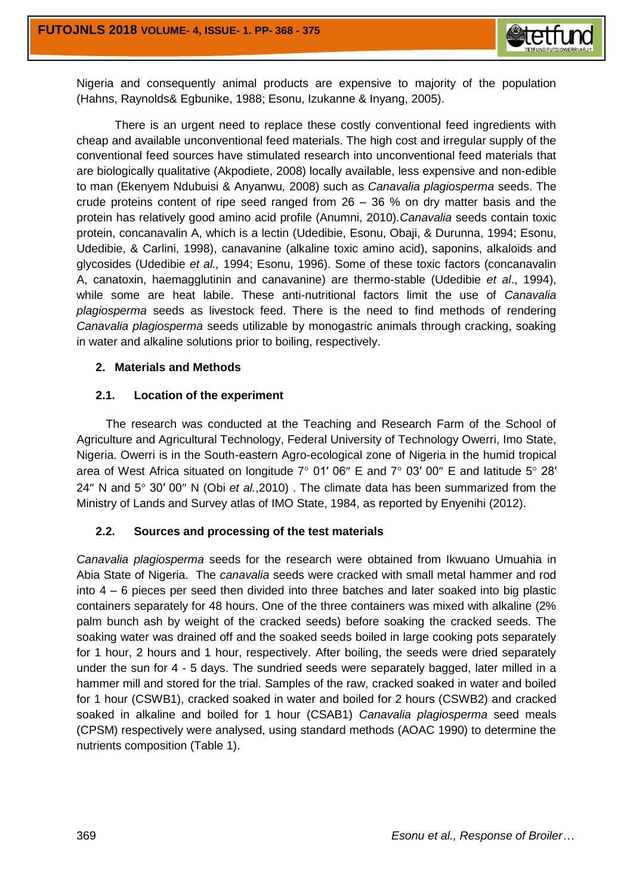Nigeria and consequently animal products are expensive to majority of the population (Hahns, Raynolds& Egbunike, 1988; Esonu, Izukanne & Inyang, 2005).

There is an urgent need to replace these costly conventional feed ingredients with cheap and available unconventional feed materials. The high cost and irregular supply of the conventional feed sources have stimulated research into unconventional feed materials that are biologically qualitative (Akpodiete, 2008) locally available, less expensive and non-edible to man (Ekenyem Ndubuisi & Anyanwu*,* 2008) such as *Canavalia plagiosperma* seeds. The crude proteins content of ripe seed ranged from 26 – 36 % on dry matter basis and the protein has relatively good amino acid profile (Anumni, 2010).*Canavalia* seeds contain toxic protein, concanavalin A, which is a lectin (Udedibie, Esonu, Obaji, & Durunna, 1994; Esonu, Udedibie, & Carlini, 1998), canavanine (alkaline toxic amino acid), saponins, alkaloids and glycosides (Udedibie *et al.,* 1994; Esonu, 1996). Some of these toxic factors (concanavalin A, canatoxin, haemagglutinin and canavanine) are thermo-stable (Udedibie *et al*., 1994), while some are heat labile. These anti-nutritional factors limit the use of *Canavalia plagiosperma* seeds as livestock feed. There is the need to find methods of rendering *Canavalia plagiosperma* seeds utilizable by monogastric animals through cracking, soaking in water and alkaline solutions prior to boiling, respectively.

## 2. Materials and Methods

### 2.1. Location of the experiment

The research was conducted at the Teaching and Research Farm of the School of Agriculture and Agricultural Technology, Federal University of Technology Owerri, Imo State, Nigeria. Owerri is in the South-eastern Agro-ecological zone of Nigeria in the humid tropical area of West Africa situated on longitude 7° 01′ 06″ E and 7° 03′ 00″ E and latitude 5° 28′ 24″ N and 5° 30′ 00″ N (Obi *et al.*,2010) . The climate data has been summarized from the Ministry of Lands and Survey atlas of IMO State, 1984, as reported by Enyenihi (2012).

### 2.2. Sources and processing of the test materials

*Canavalia plagiosperma* seeds for the research were obtained from Ikwuano Umuahia in Abia State of Nigeria. The *canavalia* seeds were cracked with small metal hammer and rod into 4 – 6 pieces per seed then divided into three batches and later soaked into big plastic containers separately for 48 hours. One of the three containers was mixed with alkaline (2% palm bunch ash by weight of the cracked seeds) before soaking the cracked seeds. The soaking water was drained off and the soaked seeds boiled in large cooking pots separately for 1 hour, 2 hours and 1 hour, respectively. After boiling, the seeds were dried separately under the sun for 4 - 5 days. The sundried seeds were separately bagged, later milled in a hammer mill and stored for the trial. Samples of the raw, cracked soaked in water and boiled for 1 hour (CSWB1), cracked soaked in water and boiled for 2 hours (CSWB2) and cracked soaked in alkaline and boiled for 1 hour (CSAB1) *Canavalia plagiosperma* seed meals (CPSM) respectively were analysed, using standard methods (AOAC 1990) to determine the nutrients composition (Table 1).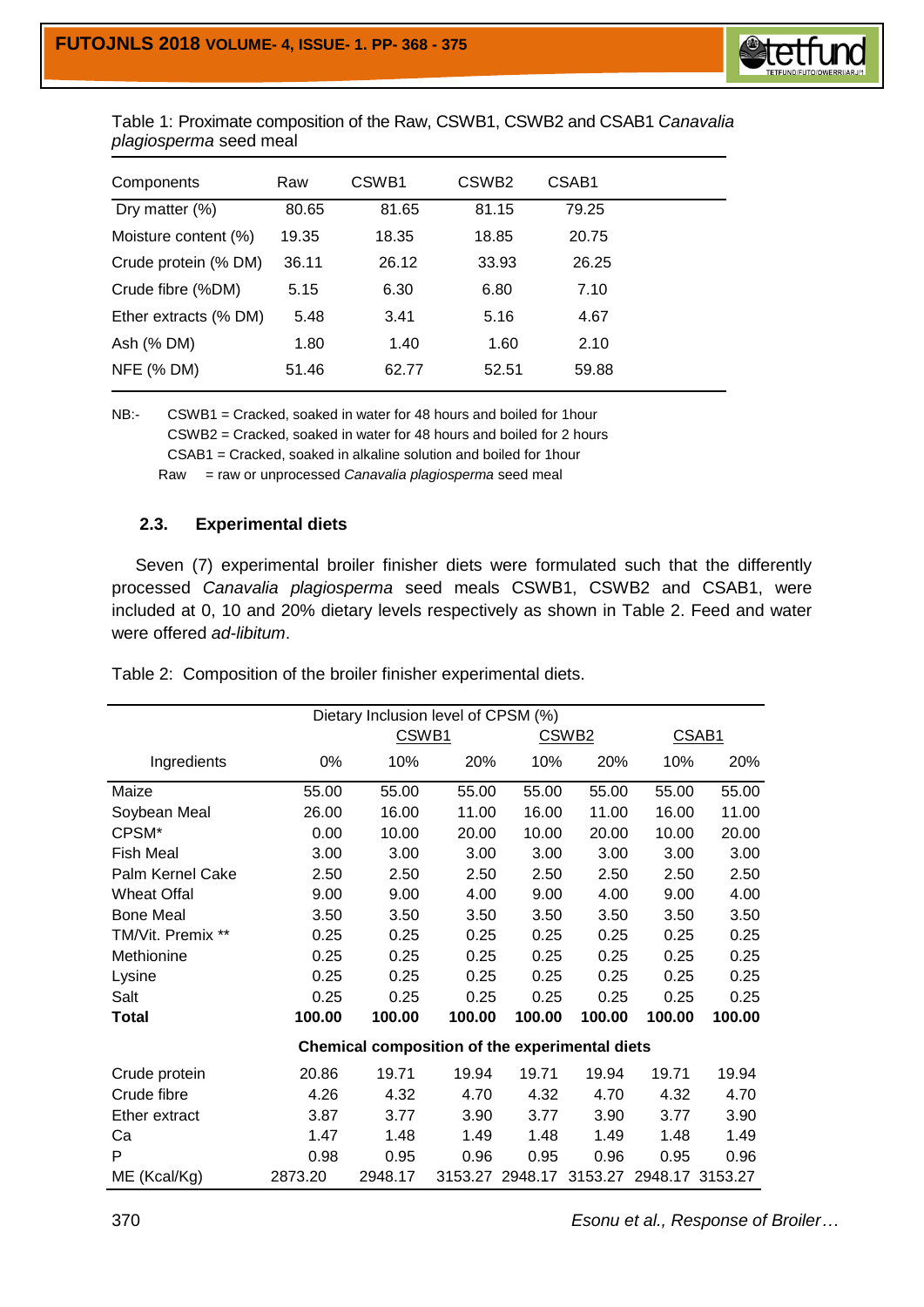Table 1: Proximate composition of the Raw, CSWB1, CSWB2 and CSAB1 *Canavalia plagiosperma* seed meal

| Components | Raw | CSWB1 | CSWB2 | CSAB1 |
|---|---|---|---|---|
| Dry matter (%) | 80.65 | 81.65 | 81.15 | 79.25 |
| Moisture content (%) | 19.35 | 18.35 | 18.85 | 20.75 |
| Crude protein (% DM) | 36.11 | 26.12 | 33.93 | 26.25 |
| Crude fibre (%DM) | 5.15 | 6.30 | 6.80 | 7.10 |
| Ether extracts (% DM) | 5.48 | 3.41 | 5.16 | 4.67 |
| Ash (% DM) | 1.80 | 1.40 | 1.60 | 2.10 |
| NFE (% DM) | 51.46 | 62.77 | 52.51 | 59.88 |

NB:- CSWB1 = Cracked, soaked in water for 48 hours and boiled for 1hour
CSWB2 = Cracked, soaked in water for 48 hours and boiled for 2 hours
CSAB1 = Cracked, soaked in alkaline solution and boiled for 1hour
Raw = raw or unprocessed *Canavalia plagiosperma* seed meal

### 2.3. Experimental diets

Seven (7) experimental broiler finisher diets were formulated such that the differently processed *Canavalia plagiosperma* seed meals CSWB1, CSWB2 and CSAB1, were included at 0, 10 and 20% dietary levels respectively as shown in Table 2. Feed and water were offered *ad-libitum*.

Table 2: Composition of the broiler finisher experimental diets.

| | Dietary Inclusion level of CPSM (%) | | | | | | |
|---|---|---|---|---|---|---|---|
| | | CSWB1 | | CSWB2 | | CSAB1 | |
| Ingredients | 0% | 10% | 20% | 10% | 20% | 10% | 20% |
| Maize | 55.00 | 55.00 | 55.00 | 55.00 | 55.00 | 55.00 | 55.00 |
| Soybean Meal | 26.00 | 16.00 | 11.00 | 16.00 | 11.00 | 16.00 | 11.00 |
| CPSM* | 0.00 | 10.00 | 20.00 | 10.00 | 20.00 | 10.00 | 20.00 |
| Fish Meal | 3.00 | 3.00 | 3.00 | 3.00 | 3.00 | 3.00 | 3.00 |
| Palm Kernel Cake | 2.50 | 2.50 | 2.50 | 2.50 | 2.50 | 2.50 | 2.50 |
| Wheat Offal | 9.00 | 9.00 | 4.00 | 9.00 | 4.00 | 9.00 | 4.00 |
| Bone Meal | 3.50 | 3.50 | 3.50 | 3.50 | 3.50 | 3.50 | 3.50 |
| TM/Vit. Premix ** | 0.25 | 0.25 | 0.25 | 0.25 | 0.25 | 0.25 | 0.25 |
| Methionine | 0.25 | 0.25 | 0.25 | 0.25 | 0.25 | 0.25 | 0.25 |
| Lysine | 0.25 | 0.25 | 0.25 | 0.25 | 0.25 | 0.25 | 0.25 |
| Salt | 0.25 | 0.25 | 0.25 | 0.25 | 0.25 | 0.25 | 0.25 |
| **Total** | **100.00** | **100.00** | **100.00** | **100.00** | **100.00** | **100.00** | **100.00** |
| **Chemical composition of the experimental diets** | | | | | | | |
| Crude protein | 20.86 | 19.71 | 19.94 | 19.71 | 19.94 | 19.71 | 19.94 |
| Crude fibre | 4.26 | 4.32 | 4.70 | 4.32 | 4.70 | 4.32 | 4.70 |
| Ether extract | 3.87 | 3.77 | 3.90 | 3.77 | 3.90 | 3.77 | 3.90 |
| Ca | 1.47 | 1.48 | 1.49 | 1.48 | 1.49 | 1.48 | 1.49 |
| P | 0.98 | 0.95 | 0.96 | 0.95 | 0.96 | 0.95 | 0.96 |
| ME (Kcal/Kg) | 2873.20 | 2948.17 | 3153.27 | 2948.17 | 3153.27 | 2948.17 | 3153.27 |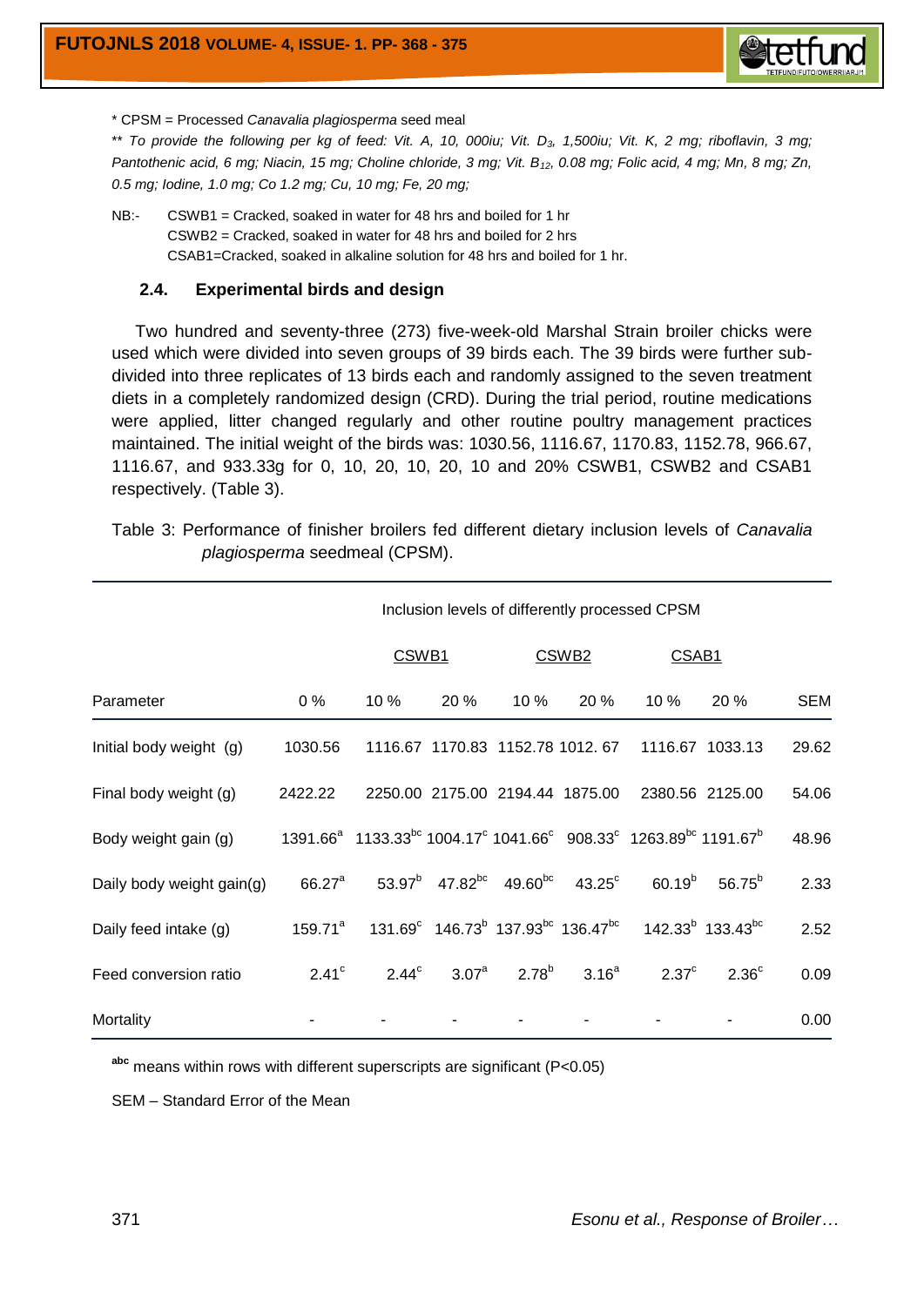* CPSM = Processed *Canavalia plagiosperma* seed meal

** *To provide the following per kg of feed: Vit. A, 10, 000iu; Vit. $D_3$, 1,500iu; Vit. K, 2 mg; riboflavin, 3 mg; Pantothenic acid, 6 mg; Niacin, 15 mg; Choline chloride, 3 mg; Vit. $B_{12}$, 0.08 mg; Folic acid, 4 mg; Mn, 8 mg; Zn, 0.5 mg; Iodine, 1.0 mg; Co 1.2 mg; Cu, 10 mg; Fe, 20 mg;*

NB:- CSWB1 = Cracked, soaked in water for 48 hrs and boiled for 1 hr
CSWB2 = Cracked, soaked in water for 48 hrs and boiled for 2 hrs
CSAB1=Cracked, soaked in alkaline solution for 48 hrs and boiled for 1 hr.

### 2.4. Experimental birds and design

Two hundred and seventy-three (273) five-week-old Marshal Strain broiler chicks were used which were divided into seven groups of 39 birds each. The 39 birds were further sub-divided into three replicates of 13 birds each and randomly assigned to the seven treatment diets in a completely randomized design (CRD). During the trial period, routine medications were applied, litter changed regularly and other routine poultry management practices maintained. The initial weight of the birds was: 1030.56, 1116.67, 1170.83, 1152.78, 966.67, 1116.67, and 933.33g for 0, 10, 20, 10, 20, 10 and 20% CSWB1, CSWB2 and CSAB1 respectively. (Table 3).

Table 3: Performance of finisher broilers fed different dietary inclusion levels of *Canavalia plagiosperma* seedmeal (CPSM).

| | Inclusion levels of differently processed CPSM | | | | | | | |
|---|---|---|---|---|---|---|---|---|
| | | CSWB1 | | CSWB2 | | CSAB1 | | |
| Parameter | 0 % | 10 % | 20 % | 10 % | 20 % | 10 % | 20 % | SEM |
| Initial body weight (g) | 1030.56 | 1116.67 | 1170.83 | 1152.78 | 1012. 67 | 1116.67 | 1033.13 | 29.62 |
| Final body weight (g) | 2422.22 | 2250.00 | 2175.00 | 2194.44 | 1875.00 | 2380.56 | 2125.00 | 54.06 |
| Body weight gain (g) | 1391.66$^{a}$ | 1133.33$^{bc}$ | 1004.17$^{c}$ | 1041.66$^{c}$ | 908.33$^{c}$ | 1263.89$^{bc}$ | 1191.67$^{b}$ | 48.96 |
| Daily body weight gain(g) | 66.27$^{a}$ | 53.97$^{b}$ | 47.82$^{bc}$ | 49.60$^{bc}$ | 43.25$^{c}$ | 60.19$^{b}$ | 56.75$^{b}$ | 2.33 |
| Daily feed intake (g) | 159.71$^{a}$ | 131.69$^{c}$ | 146.73$^{b}$ | 137.93$^{bc}$ | 136.47$^{bc}$ | 142.33$^{b}$ | 133.43$^{bc}$ | 2.52 |
| Feed conversion ratio | 2.41$^{c}$ | 2.44$^{c}$ | 3.07$^{a}$ | 2.78$^{b}$ | 3.16$^{a}$ | 2.37$^{c}$ | 2.36$^{c}$ | 0.09 |
| Mortality | - | - | - | - | - | - | - | 0.00 |

$^{abc}$ means within rows with different superscripts are significant (P<0.05)

SEM – Standard Error of the Mean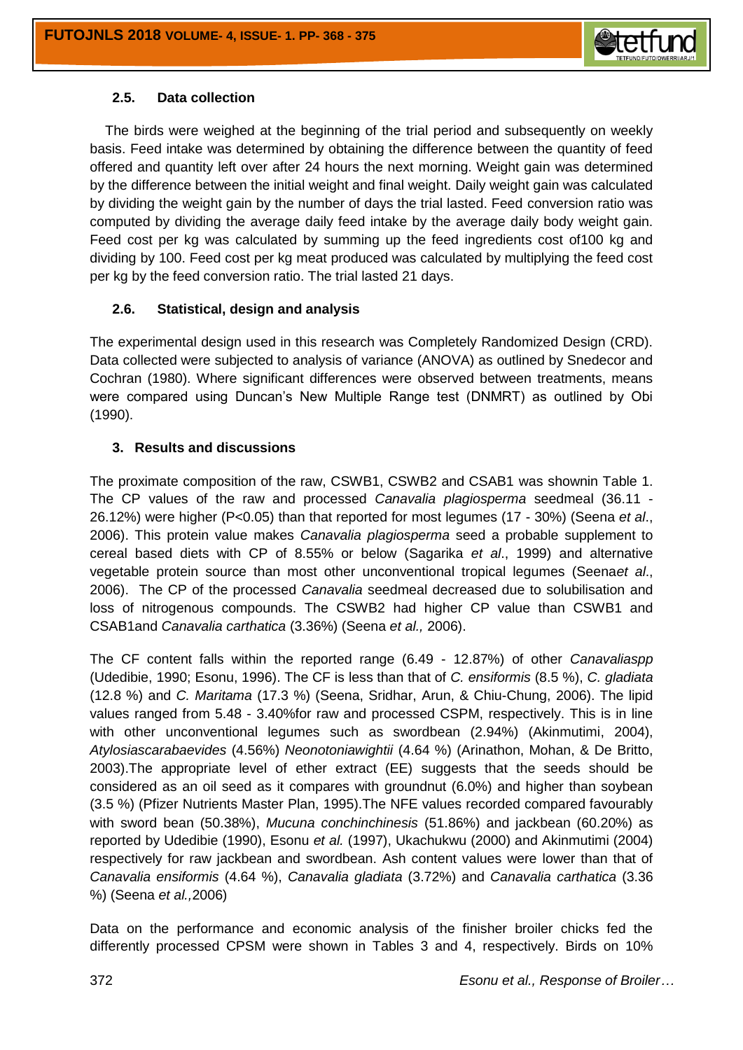### 2.5. Data collection

The birds were weighed at the beginning of the trial period and subsequently on weekly basis. Feed intake was determined by obtaining the difference between the quantity of feed offered and quantity left over after 24 hours the next morning. Weight gain was determined by the difference between the initial weight and final weight. Daily weight gain was calculated by dividing the weight gain by the number of days the trial lasted. Feed conversion ratio was computed by dividing the average daily feed intake by the average daily body weight gain. Feed cost per kg was calculated by summing up the feed ingredients cost of100 kg and dividing by 100. Feed cost per kg meat produced was calculated by multiplying the feed cost per kg by the feed conversion ratio. The trial lasted 21 days.

### 2.6. Statistical, design and analysis

The experimental design used in this research was Completely Randomized Design (CRD). Data collected were subjected to analysis of variance (ANOVA) as outlined by Snedecor and Cochran (1980). Where significant differences were observed between treatments, means were compared using Duncan's New Multiple Range test (DNMRT) as outlined by Obi (1990).

## 3. Results and discussions

The proximate composition of the raw, CSWB1, CSWB2 and CSAB1 was shownin Table 1. The CP values of the raw and processed *Canavalia plagiosperma* seedmeal (36.11 - 26.12%) were higher ($P<0.05$) than that reported for most legumes (17 - 30%) (Seena *et al*., 2006). This protein value makes *Canavalia plagiosperma* seed a probable supplement to cereal based diets with CP of 8.55% or below (Sagarika *et al*., 1999) and alternative vegetable protein source than most other unconventional tropical legumes (Seena*et al*., 2006). The CP of the processed *Canavalia* seedmeal decreased due to solubilisation and loss of nitrogenous compounds. The CSWB2 had higher CP value than CSWB1 and CSAB1and *Canavalia carthatica* (3.36%) (Seena *et al.,* 2006).

The CF content falls within the reported range (6.49 - 12.87%) of other *Canavaliaspp* (Udedibie, 1990; Esonu, 1996). The CF is less than that of *C. ensiformis* (8.5 %), *C. gladiata* (12.8 %) and *C. Maritama* (17.3 %) (Seena, Sridhar, Arun, & Chiu-Chung, 2006). The lipid values ranged from 5.48 - 3.40%for raw and processed CSPM, respectively. This is in line with other unconventional legumes such as swordbean (2.94%) (Akinmutimi, 2004), *Atylosiascarabaevides* (4.56%) *Neonotoniawightii* (4.64 %) (Arinathon, Mohan, & De Britto, 2003).The appropriate level of ether extract (EE) suggests that the seeds should be considered as an oil seed as it compares with groundnut (6.0%) and higher than soybean (3.5 %) (Pfizer Nutrients Master Plan, 1995).The NFE values recorded compared favourably with sword bean (50.38%), *Mucuna conchinchinesis* (51.86%) and jackbean (60.20%) as reported by Udedibie (1990), Esonu *et al.* (1997), Ukachukwu (2000) and Akinmutimi (2004) respectively for raw jackbean and swordbean. Ash content values were lower than that of *Canavalia ensiformis* (4.64 %), *Canavalia gladiata* (3.72%) and *Canavalia carthatica* (3.36 %) (Seena *et al.,*2006)

Data on the performance and economic analysis of the finisher broiler chicks fed the differently processed CPSM were shown in Tables 3 and 4, respectively. Birds on 10%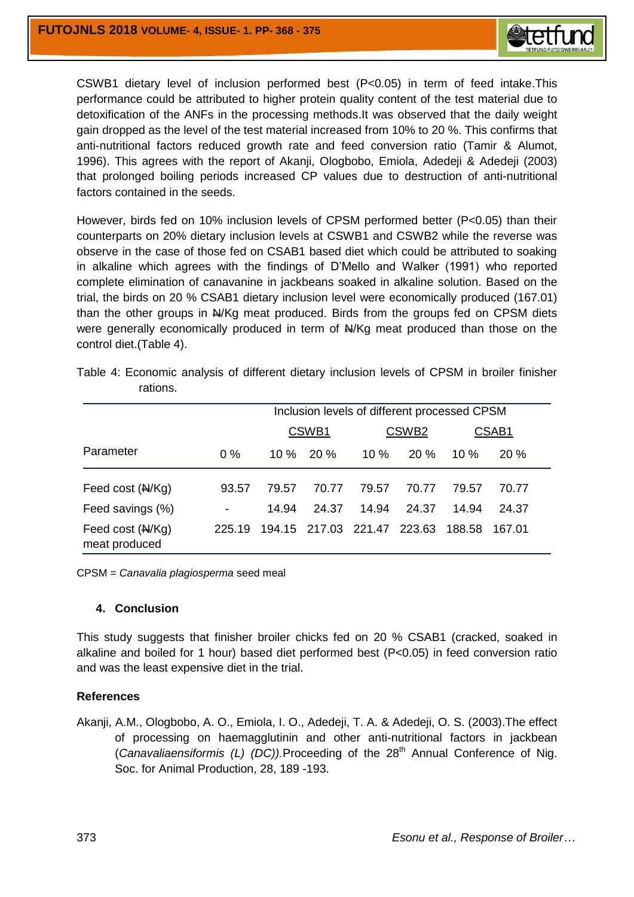CSWB1 dietary level of inclusion performed best ($P<0.05$) in term of feed intake.This performance could be attributed to higher protein quality content of the test material due to detoxification of the ANFs in the processing methods.It was observed that the daily weight gain dropped as the level of the test material increased from 10% to 20 %. This confirms that anti-nutritional factors reduced growth rate and feed conversion ratio (Tamir & Alumot, 1996). This agrees with the report of Akanji, Ologbobo, Emiola, Adedeji & Adedeji (2003) that prolonged boiling periods increased CP values due to destruction of anti-nutritional factors contained in the seeds.

However, birds fed on 10% inclusion levels of CPSM performed better ($P<0.05$) than their counterparts on 20% dietary inclusion levels at CSWB1 and CSWB2 while the reverse was observe in the case of those fed on CSAB1 based diet which could be attributed to soaking in alkaline which agrees with the findings of D'Mello and Walker (1991) who reported complete elimination of canavanine in jackbeans soaked in alkaline solution. Based on the trial, the birds on 20 % CSAB1 dietary inclusion level were economically produced (167.01) than the other groups in ₦/Kg meat produced. Birds from the groups fed on CPSM diets were generally economically produced in term of ₦/Kg meat produced than those on the control diet.(Table 4).

Table 4: Economic analysis of different dietary inclusion levels of CPSM in broiler finisher rations.

| | Inclusion levels of different processed CPSM | | | | | | |
|---|---|---|---|---|---|---|---|
| | | CSWB1 | | CSWB2 | | CSAB1 | |
| Parameter | 0 % | 10 % | 20 % | 10 % | 20 % | 10 % | 20 % |
| Feed cost (₦/Kg) | 93.57 | 79.57 | 70.77 | 79.57 | 70.77 | 79.57 | 70.77 |
| Feed savings (%) | - | 14.94 | 24.37 | 14.94 | 24.37 | 14.94 | 24.37 |
| Feed cost (₦/Kg) meat produced | 225.19 | 194.15 | 217.03 | 221.47 | 223.63 | 188.58 | 167.01 |

CPSM = *Canavalia plagiosperma* seed meal

## 4. Conclusion

This study suggests that finisher broiler chicks fed on 20 % CSAB1 (cracked, soaked in alkaline and boiled for 1 hour) based diet performed best ($P<0.05$) in feed conversion ratio and was the least expensive diet in the trial.

## References

Akanji, A.M., Ologbobo, A. O., Emiola, I. O., Adedeji, T. A. & Adedeji, O. S. (2003).The effect of processing on haemagglutinin and other anti-nutritional factors in jackbean (*Canavaliaensiformis (L) (DC)).*Proceeding of the 28th Annual Conference of Nig. Soc. for Animal Production, 28, 189 -193.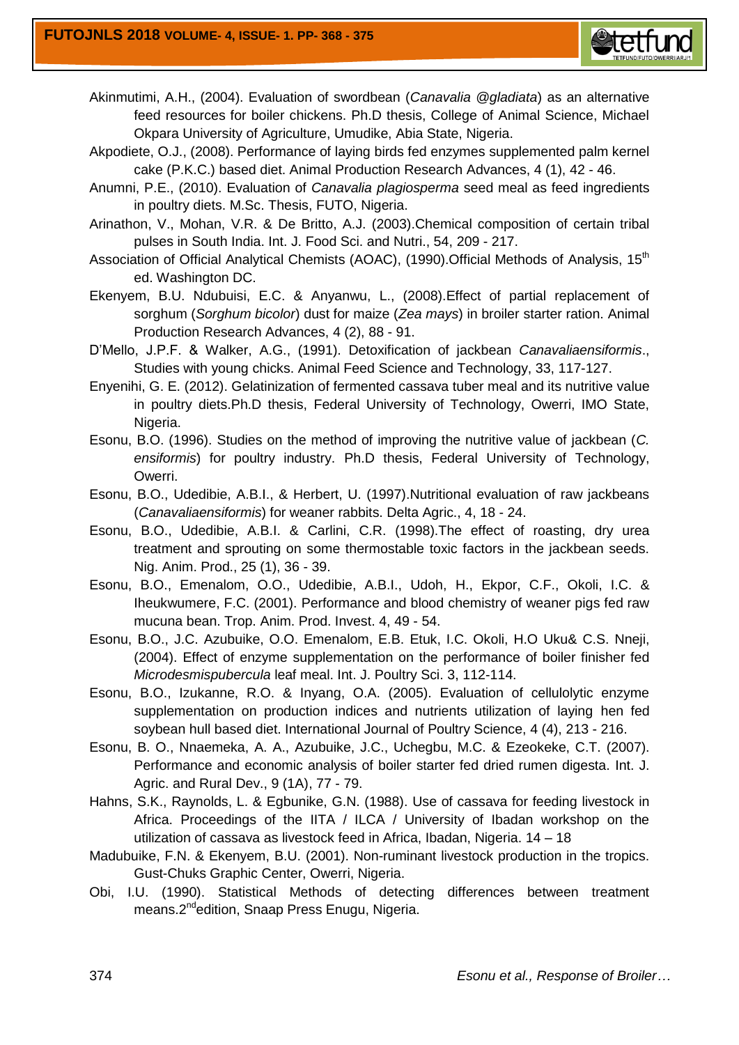Akinmutimi, A.H., (2004). Evaluation of swordbean (*Canavalia @gladiata*) as an alternative feed resources for boiler chickens. Ph.D thesis, College of Animal Science, Michael Okpara University of Agriculture, Umudike, Abia State, Nigeria.

Akpodiete, O.J., (2008). Performance of laying birds fed enzymes supplemented palm kernel cake (P.K.C.) based diet. Animal Production Research Advances, 4 (1), 42 - 46.

Anumni, P.E., (2010). Evaluation of *Canavalia plagiosperma* seed meal as feed ingredients in poultry diets. M.Sc. Thesis, FUTO, Nigeria.

Arinathon, V., Mohan, V.R. & De Britto, A.J. (2003).Chemical composition of certain tribal pulses in South India. Int. J. Food Sci. and Nutri., 54, 209 - 217.

Association of Official Analytical Chemists (AOAC), (1990).Official Methods of Analysis, 15th ed. Washington DC.

Ekenyem, B.U. Ndubuisi, E.C. & Anyanwu, L., (2008).Effect of partial replacement of sorghum (*Sorghum bicolor*) dust for maize (*Zea mays*) in broiler starter ration. Animal Production Research Advances, 4 (2), 88 - 91.

D'Mello, J.P.F. & Walker, A.G., (1991). Detoxification of jackbean *Canavaliaensiformis*., Studies with young chicks. Animal Feed Science and Technology, 33, 117-127.

Enyenihi, G. E. (2012). Gelatinization of fermented cassava tuber meal and its nutritive value in poultry diets.Ph.D thesis, Federal University of Technology, Owerri, IMO State, Nigeria.

Esonu, B.O. (1996). Studies on the method of improving the nutritive value of jackbean (*C. ensiformis*) for poultry industry. Ph.D thesis, Federal University of Technology, Owerri.

Esonu, B.O., Udedibie, A.B.I., & Herbert, U. (1997).Nutritional evaluation of raw jackbeans (*Canavaliaensiformis*) for weaner rabbits. Delta Agric., 4, 18 - 24.

Esonu, B.O., Udedibie, A.B.I. & Carlini, C.R. (1998).The effect of roasting, dry urea treatment and sprouting on some thermostable toxic factors in the jackbean seeds. Nig. Anim. Prod., 25 (1), 36 - 39.

Esonu, B.O., Emenalom, O.O., Udedibie, A.B.I., Udoh, H., Ekpor, C.F., Okoli, I.C. & Iheukwumere, F.C. (2001). Performance and blood chemistry of weaner pigs fed raw mucuna bean. Trop. Anim. Prod. Invest. 4, 49 - 54.

Esonu, B.O., J.C. Azubuike, O.O. Emenalom, E.B. Etuk, I.C. Okoli, H.O Uku& C.S. Nneji, (2004). Effect of enzyme supplementation on the performance of boiler finisher fed *Microdesmispubercula* leaf meal. Int. J. Poultry Sci. 3, 112-114.

Esonu, B.O., Izukanne, R.O. & Inyang, O.A. (2005). Evaluation of cellulolytic enzyme supplementation on production indices and nutrients utilization of laying hen fed soybean hull based diet. International Journal of Poultry Science, 4 (4), 213 - 216.

Esonu, B. O., Nnaemeka, A. A., Azubuike, J.C., Uchegbu, M.C. & Ezeokeke, C.T. (2007). Performance and economic analysis of boiler starter fed dried rumen digesta. Int. J. Agric. and Rural Dev., 9 (1A), 77 - 79.

Hahns, S.K., Raynolds, L. & Egbunike, G.N. (1988). Use of cassava for feeding livestock in Africa. Proceedings of the IITA / ILCA / University of Ibadan workshop on the utilization of cassava as livestock feed in Africa, Ibadan, Nigeria. 14 – 18

Madubuike, F.N. & Ekenyem, B.U. (2001). Non-ruminant livestock production in the tropics. Gust-Chuks Graphic Center, Owerri, Nigeria.

Obi, I.U. (1990). Statistical Methods of detecting differences between treatment means.2nd edition, Snaap Press Enugu, Nigeria.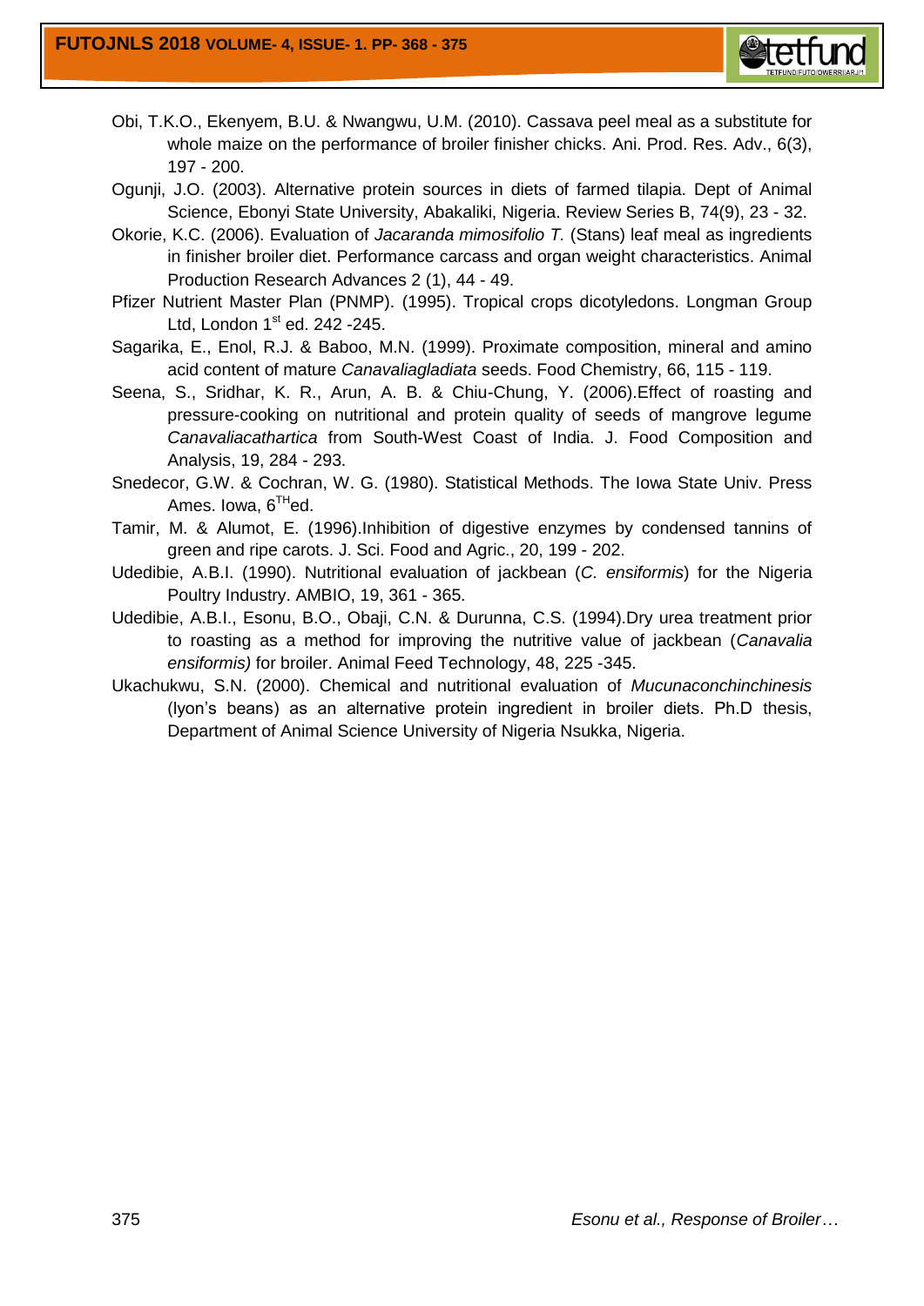Obi, T.K.O., Ekenyem, B.U. & Nwangwu, U.M. (2010). Cassava peel meal as a substitute for whole maize on the performance of broiler finisher chicks. Ani. Prod. Res. Adv., 6(3), 197 - 200.

Ogunji, J.O. (2003). Alternative protein sources in diets of farmed tilapia. Dept of Animal Science, Ebonyi State University, Abakaliki, Nigeria. Review Series B, 74(9), 23 - 32.

Okorie, K.C. (2006). Evaluation of *Jacaranda mimosifolio T.* (Stans) leaf meal as ingredients in finisher broiler diet. Performance carcass and organ weight characteristics. Animal Production Research Advances 2 (1), 44 - 49.

Pfizer Nutrient Master Plan (PNMP). (1995). Tropical crops dicotyledons. Longman Group Ltd, London 1st ed. 242 -245.

Sagarika, E., Enol, R.J. & Baboo, M.N. (1999). Proximate composition, mineral and amino acid content of mature *Canavaliagladiata* seeds. Food Chemistry, 66, 115 - 119.

Seena, S., Sridhar, K. R., Arun, A. B. & Chiu-Chung, Y. (2006).Effect of roasting and pressure-cooking on nutritional and protein quality of seeds of mangrove legume *Canavaliacathartica* from South-West Coast of India. J. Food Composition and Analysis, 19, 284 - 293.

Snedecor, G.W. & Cochran, W. G. (1980). Statistical Methods. The Iowa State Univ. Press Ames. Iowa, 6TH ed.

Tamir, M. & Alumot, E. (1996).Inhibition of digestive enzymes by condensed tannins of green and ripe carots. J. Sci. Food and Agric., 20, 199 - 202.

Udedibie, A.B.I. (1990). Nutritional evaluation of jackbean (*C. ensiformis*) for the Nigeria Poultry Industry. AMBIO, 19, 361 - 365.

Udedibie, A.B.I., Esonu, B.O., Obaji, C.N. & Durunna, C.S. (1994).Dry urea treatment prior to roasting as a method for improving the nutritive value of jackbean (*Canavalia ensiformis)* for broiler. Animal Feed Technology, 48, 225 -345.

Ukachukwu, S.N. (2000). Chemical and nutritional evaluation of *Mucunaconchinchinesis* (lyon's beans) as an alternative protein ingredient in broiler diets. Ph.D thesis, Department of Animal Science University of Nigeria Nsukka, Nigeria.